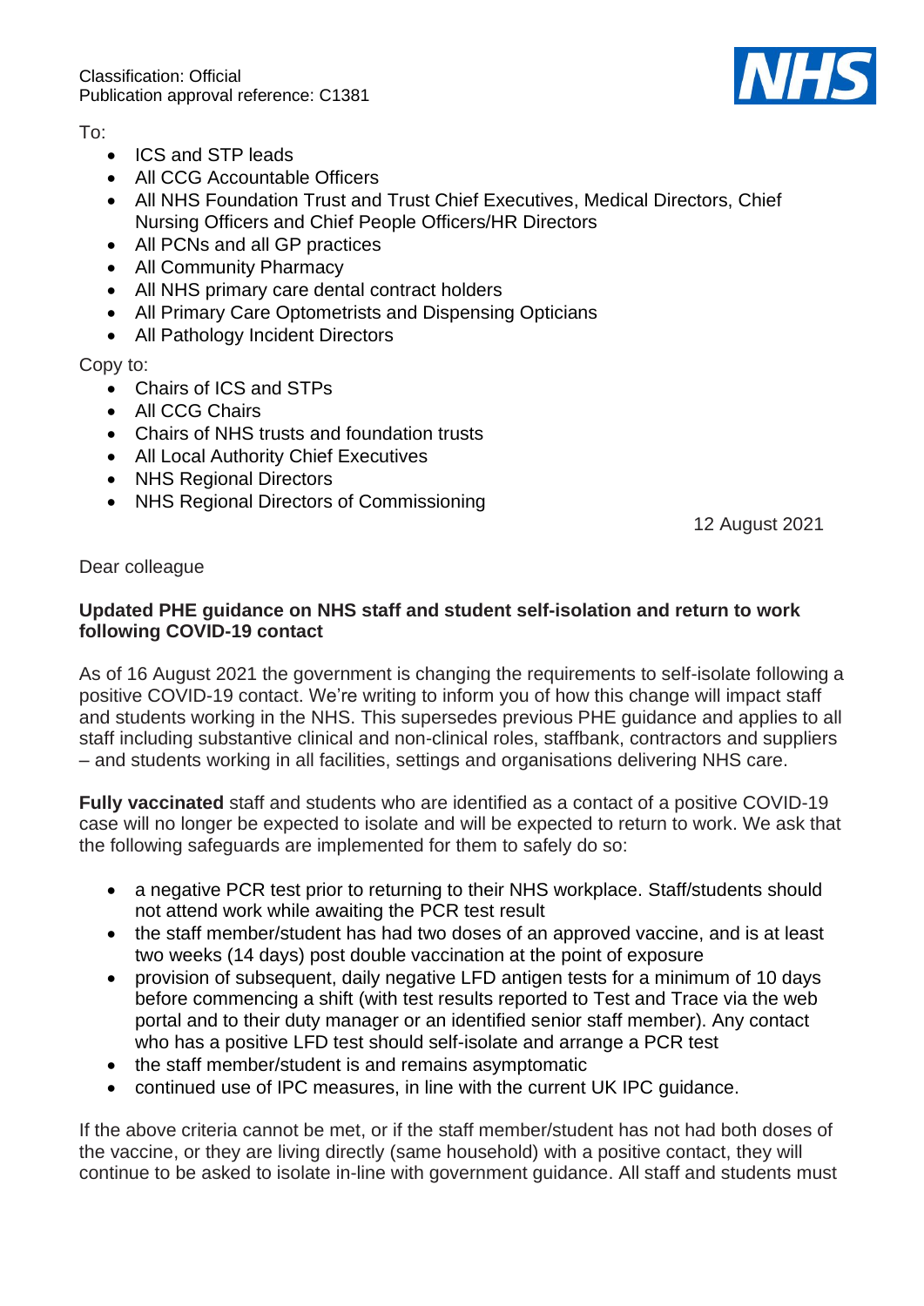Classification: Official
Publication approval reference: C1381

To:

- ICS and STP leads
- All CCG Accountable Officers
- All NHS Foundation Trust and Trust Chief Executives, Medical Directors, Chief Nursing Officers and Chief People Officers/HR Directors
- All PCNs and all GP practices
- All Community Pharmacy
- All NHS primary care dental contract holders
- All Primary Care Optometrists and Dispensing Opticians
- All Pathology Incident Directors

Copy to:

- Chairs of ICS and STPs
- All CCG Chairs
- Chairs of NHS trusts and foundation trusts
- All Local Authority Chief Executives
- NHS Regional Directors
- NHS Regional Directors of Commissioning

12 August 2021

Dear colleague

**Updated PHE guidance on NHS staff and student self-isolation and return to work following COVID-19 contact**

As of 16 August 2021 the government is changing the requirements to self-isolate following a positive COVID-19 contact. We're writing to inform you of how this change will impact staff and students working in the NHS. This supersedes previous PHE guidance and applies to all staff including substantive clinical and non-clinical roles, staffbank, contractors and suppliers – and students working in all facilities, settings and organisations delivering NHS care.

**Fully vaccinated** staff and students who are identified as a contact of a positive COVID-19 case will no longer be expected to isolate and will be expected to return to work. We ask that the following safeguards are implemented for them to safely do so:

- a negative PCR test prior to returning to their NHS workplace. Staff/students should not attend work while awaiting the PCR test result
- the staff member/student has had two doses of an approved vaccine, and is at least two weeks (14 days) post double vaccination at the point of exposure
- provision of subsequent, daily negative LFD antigen tests for a minimum of 10 days before commencing a shift (with test results reported to Test and Trace via the web portal and to their duty manager or an identified senior staff member). Any contact who has a positive LFD test should self-isolate and arrange a PCR test
- the staff member/student is and remains asymptomatic
- continued use of IPC measures, in line with the current UK IPC guidance.

If the above criteria cannot be met, or if the staff member/student has not had both doses of the vaccine, or they are living directly (same household) with a positive contact, they will continue to be asked to isolate in-line with government guidance. All staff and students must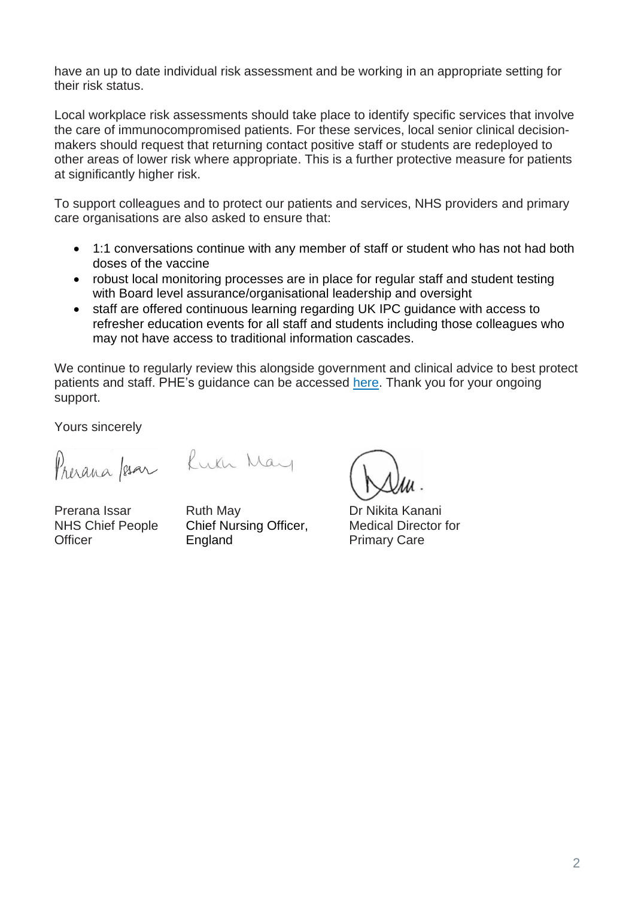have an up to date individual risk assessment and be working in an appropriate setting for their risk status.

Local workplace risk assessments should take place to identify specific services that involve the care of immunocompromised patients. For these services, local senior clinical decision-makers should request that returning contact positive staff or students are redeployed to other areas of lower risk where appropriate. This is a further protective measure for patients at significantly higher risk.

To support colleagues and to protect our patients and services, NHS providers and primary care organisations are also asked to ensure that:

- 1:1 conversations continue with any member of staff or student who has not had both doses of the vaccine
- robust local monitoring processes are in place for regular staff and student testing with Board level assurance/organisational leadership and oversight
- staff are offered continuous learning regarding UK IPC guidance with access to refresher education events for all staff and students including those colleagues who may not have access to traditional information cascades.

We continue to regularly review this alongside government and clinical advice to best protect patients and staff. PHE's guidance can be accessed here. Thank you for your ongoing support.

Yours sincerely

Prerana Issar
NHS Chief People Officer

Ruth May
Chief Nursing Officer, England

Dr Nikita Kanani
Medical Director for Primary Care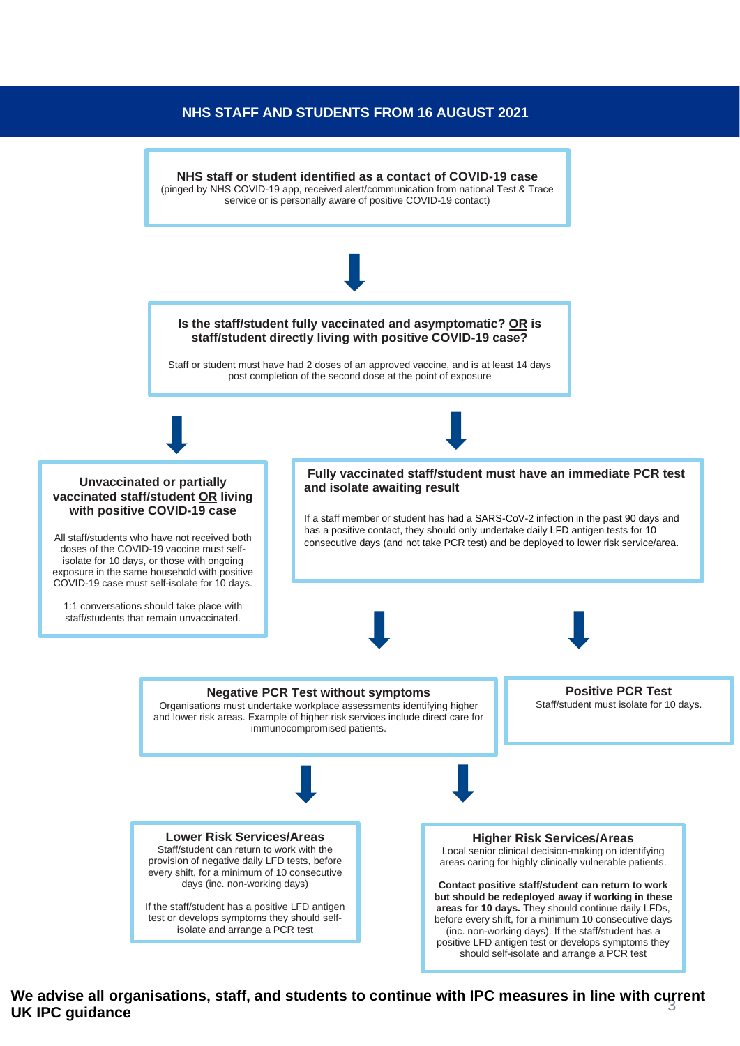## NHS STAFF AND STUDENTS FROM 16 AUGUST 2021

**NHS staff or student identified as a contact of COVID-19 case**
(pinged by NHS COVID-19 app, received alert/communication from national Test & Trace service or is personally aware of positive COVID-19 contact)

**Is the staff/student fully vaccinated and asymptomatic? OR is staff/student directly living with positive COVID-19 case?**

Staff or student must have had 2 doses of an approved vaccine, and is at least 14 days post completion of the second dose at the point of exposure

**Unvaccinated or partially vaccinated staff/student OR living with positive COVID-19 case**

All staff/students who have not received both doses of the COVID-19 vaccine must self-isolate for 10 days, or those with ongoing exposure in the same household with positive COVID-19 case must self-isolate for 10 days.

1:1 conversations should take place with staff/students that remain unvaccinated.

**Fully vaccinated staff/student must have an immediate PCR test and isolate awaiting result**

If a staff member or student has had a SARS-CoV-2 infection in the past 90 days and has a positive contact, they should only undertake daily LFD antigen tests for 10 consecutive days (and not take PCR test) and be deployed to lower risk service/area.

**Negative PCR Test without symptoms**
Organisations must undertake workplace assessments identifying higher and lower risk areas. Example of higher risk services include direct care for immunocompromised patients.

**Positive PCR Test**
Staff/student must isolate for 10 days.

**Lower Risk Services/Areas**
Staff/student can return to work with the provision of negative daily LFD tests, before every shift, for a minimum of 10 consecutive days (inc. non-working days)

If the staff/student has a positive LFD antigen test or develops symptoms they should self-isolate and arrange a PCR test

**Higher Risk Services/Areas**
Local senior clinical decision-making on identifying areas caring for highly clinically vulnerable patients.

**Contact positive staff/student can return to work but should be redeployed away if working in these areas for 10 days.** They should continue daily LFDs, before every shift, for a minimum 10 consecutive days (inc. non-working days). If the staff/student has a positive LFD antigen test or develops symptoms they should self-isolate and arrange a PCR test

**We advise all organisations, staff, and students to continue with IPC measures in line with current UK IPC guidance**